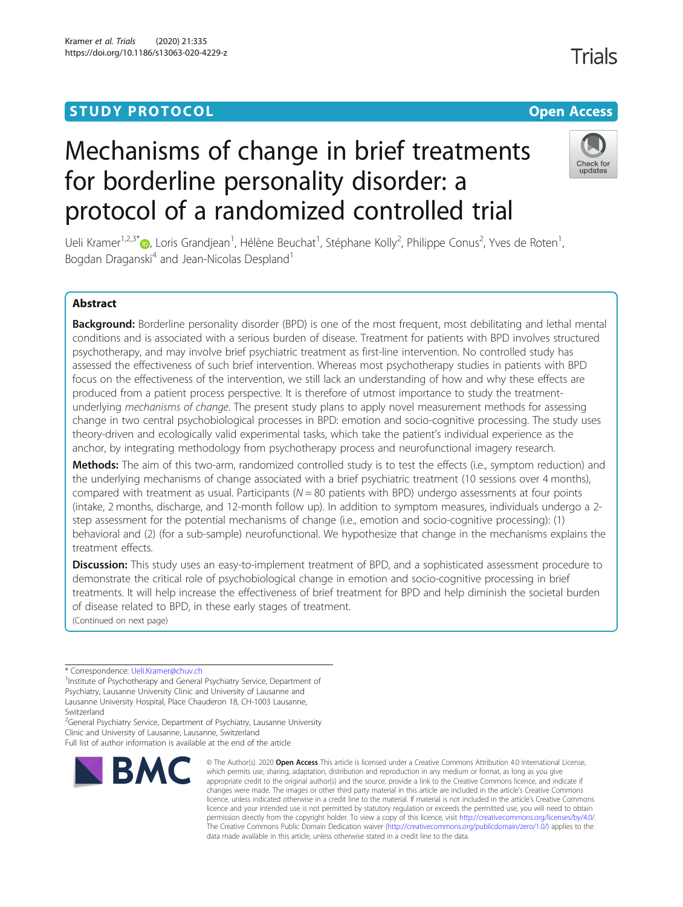STUDY PROTOCOL

Open Access

# Mechanisms of change in brief treatments for borderline personality disorder: a protocol of a randomized controlled trial

Ueli Kramer[1,2,3*], Loris Grandjean[1], Hélène Beuchat[1], Stéphane Kolly[2], Philippe Conus[2], Yves de Roten[1], Bogdan Draganski[4] and Jean-Nicolas Despland[1]

## Abstract

**Background:** Borderline personality disorder (BPD) is one of the most frequent, most debilitating and lethal mental conditions and is associated with a serious burden of disease. Treatment for patients with BPD involves structured psychotherapy, and may involve brief psychiatric treatment as first-line intervention. No controlled study has assessed the effectiveness of such brief intervention. Whereas most psychotherapy studies in patients with BPD focus on the effectiveness of the intervention, we still lack an understanding of how and why these effects are produced from a patient process perspective. It is therefore of utmost importance to study the treatment-underlying *mechanisms of change*. The present study plans to apply novel measurement methods for assessing change in two central psychobiological processes in BPD: emotion and socio-cognitive processing. The study uses theory-driven and ecologically valid experimental tasks, which take the patient's individual experience as the anchor, by integrating methodology from psychotherapy process and neurofunctional imagery research.

**Methods:** The aim of this two-arm, randomized controlled study is to test the effects (i.e., symptom reduction) and the underlying mechanisms of change associated with a brief psychiatric treatment (10 sessions over 4 months), compared with treatment as usual. Participants ($N = 80$ patients with BPD) undergo assessments at four points (intake, 2 months, discharge, and 12-month follow up). In addition to symptom measures, individuals undergo a 2-step assessment for the potential mechanisms of change (i.e., emotion and socio-cognitive processing): (1) behavioral and (2) (for a sub-sample) neurofunctional. We hypothesize that change in the mechanisms explains the treatment effects.

**Discussion:** This study uses an easy-to-implement treatment of BPD, and a sophisticated assessment procedure to demonstrate the critical role of psychobiological change in emotion and socio-cognitive processing in brief treatments. It will help increase the effectiveness of brief treatment for BPD and help diminish the societal burden of disease related to BPD, in these early stages of treatment.

(Continued on next page)

---

\* Correspondence: Ueli.Kramer@chuv.ch

[1]Institute of Psychotherapy and General Psychiatry Service, Department of Psychiatry, Lausanne University Clinic and University of Lausanne and Lausanne University Hospital, Place Chauderon 18, CH-1003 Lausanne, Switzerland

[2]General Psychiatry Service, Department of Psychiatry, Lausanne University Clinic and University of Lausanne, Lausanne, Switzerland

Full list of author information is available at the end of the article

© The Author(s). 2020 **Open Access** This article is licensed under a Creative Commons Attribution 4.0 International License, which permits use, sharing, adaptation, distribution and reproduction in any medium or format, as long as you give appropriate credit to the original author(s) and the source, provide a link to the Creative Commons licence, and indicate if changes were made. The images or other third party material in this article are included in the article's Creative Commons licence, unless indicated otherwise in a credit line to the material. If material is not included in the article's Creative Commons licence and your intended use is not permitted by statutory regulation or exceeds the permitted use, you will need to obtain permission directly from the copyright holder. To view a copy of this licence, visit http://creativecommons.org/licenses/by/4.0/. The Creative Commons Public Domain Dedication waiver (http://creativecommons.org/publicdomain/zero/1.0/) applies to the data made available in this article, unless otherwise stated in a credit line to the data.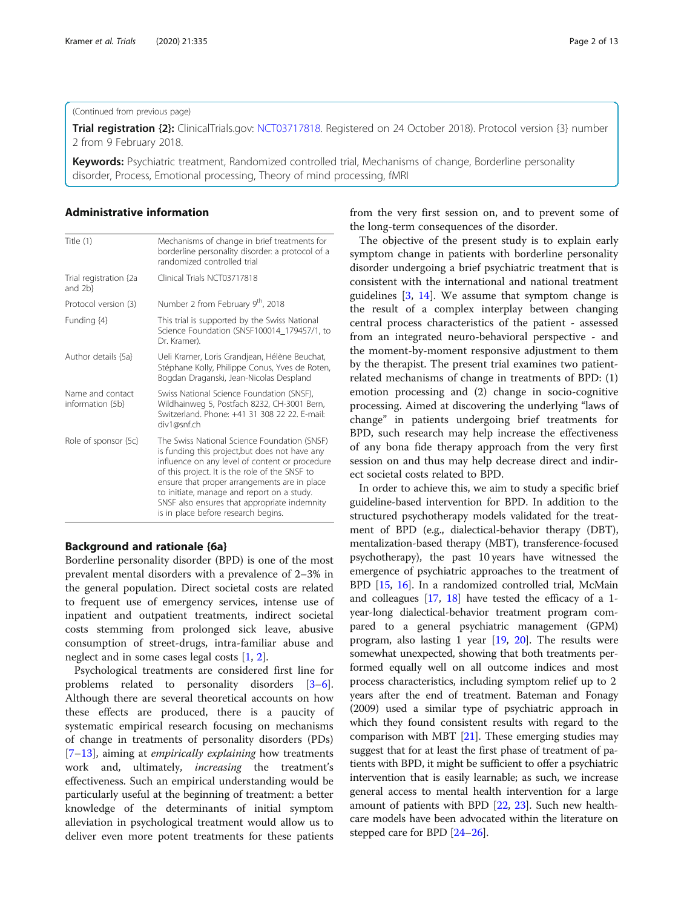(Continued from previous page)

**Trial registration {2}:** ClinicalTrials.gov: NCT03717818. Registered on 24 October 2018). Protocol version {3} number 2 from 9 February 2018.

**Keywords:** Psychiatric treatment, Randomized controlled trial, Mechanisms of change, Borderline personality disorder, Process, Emotional processing, Theory of mind processing, fMRI

## Administrative information

| | |
|---|---|
| Title (1) | Mechanisms of change in brief treatments for borderline personality disorder: a protocol of a randomized controlled trial |
| Trial registration {2a and 2b} | Clinical Trials NCT03717818 |
| Protocol version (3) | Number 2 from February 9th, 2018 |
| Funding {4} | This trial is supported by the Swiss National Science Foundation (SNSF100014_179457/1, to Dr. Kramer). |
| Author details {5a} | Ueli Kramer, Loris Grandjean, Hélène Beuchat, Stéphane Kolly, Philippe Conus, Yves de Roten, Bogdan Draganski, Jean-Nicolas Despland |
| Name and contact information {5b} | Swiss National Science Foundation (SNSF), Wildhainweg 5, Postfach 8232, CH-3001 Bern, Switzerland. Phone: +41 31 308 22 22. E-mail: div1@snf.ch |
| Role of sponsor {5c} | The Swiss National Science Foundation (SNSF) is funding this project,but does not have any influence on any level of content or procedure of this project. It is the role of the SNSF to ensure that proper arrangements are in place to initiate, manage and report on a study. SNSF also ensures that appropriate indemnity is in place before research begins. |

## Background and rationale {6a}

Borderline personality disorder (BPD) is one of the most prevalent mental disorders with a prevalence of 2–3% in the general population. Direct societal costs are related to frequent use of emergency services, intense use of inpatient and outpatient treatments, indirect societal costs stemming from prolonged sick leave, abusive consumption of street-drugs, intra-familiar abuse and neglect and in some cases legal costs [1, 2].

Psychological treatments are considered first line for problems related to personality disorders [3–6]. Although there are several theoretical accounts on how these effects are produced, there is a paucity of systematic empirical research focusing on mechanisms of change in treatments of personality disorders (PDs) [7–13], aiming at *empirically explaining* how treatments work and, ultimately, *increasing* the treatment's effectiveness. Such an empirical understanding would be particularly useful at the beginning of treatment: a better knowledge of the determinants of initial symptom alleviation in psychological treatment would allow us to deliver even more potent treatments for these patients from the very first session on, and to prevent some of the long-term consequences of the disorder.

The objective of the present study is to explain early symptom change in patients with borderline personality disorder undergoing a brief psychiatric treatment that is consistent with the international and national treatment guidelines [3, 14]. We assume that symptom change is the result of a complex interplay between changing central process characteristics of the patient - assessed from an integrated neuro-behavioral perspective - and the moment-by-moment responsive adjustment to them by the therapist. The present trial examines two patient-related mechanisms of change in treatments of BPD: (1) emotion processing and (2) change in socio-cognitive processing. Aimed at discovering the underlying "laws of change" in patients undergoing brief treatments for BPD, such research may help increase the effectiveness of any bona fide therapy approach from the very first session on and thus may help decrease direct and indirect societal costs related to BPD.

In order to achieve this, we aim to study a specific brief guideline-based intervention for BPD. In addition to the structured psychotherapy models validated for the treatment of BPD (e.g., dialectical-behavior therapy (DBT), mentalization-based therapy (MBT), transference-focused psychotherapy), the past 10 years have witnessed the emergence of psychiatric approaches to the treatment of BPD [15, 16]. In a randomized controlled trial, McMain and colleagues [17, 18] have tested the efficacy of a 1-year-long dialectical-behavior treatment program compared to a general psychiatric management (GPM) program, also lasting 1 year [19, 20]. The results were somewhat unexpected, showing that both treatments performed equally well on all outcome indices and most process characteristics, including symptom relief up to 2 years after the end of treatment. Bateman and Fonagy (2009) used a similar type of psychiatric approach in which they found consistent results with regard to the comparison with MBT [21]. These emerging studies may suggest that for at least the first phase of treatment of patients with BPD, it might be sufficient to offer a psychiatric intervention that is easily learnable; as such, we increase general access to mental health intervention for a large amount of patients with BPD [22, 23]. Such new health-care models have been advocated within the literature on stepped care for BPD [24–26].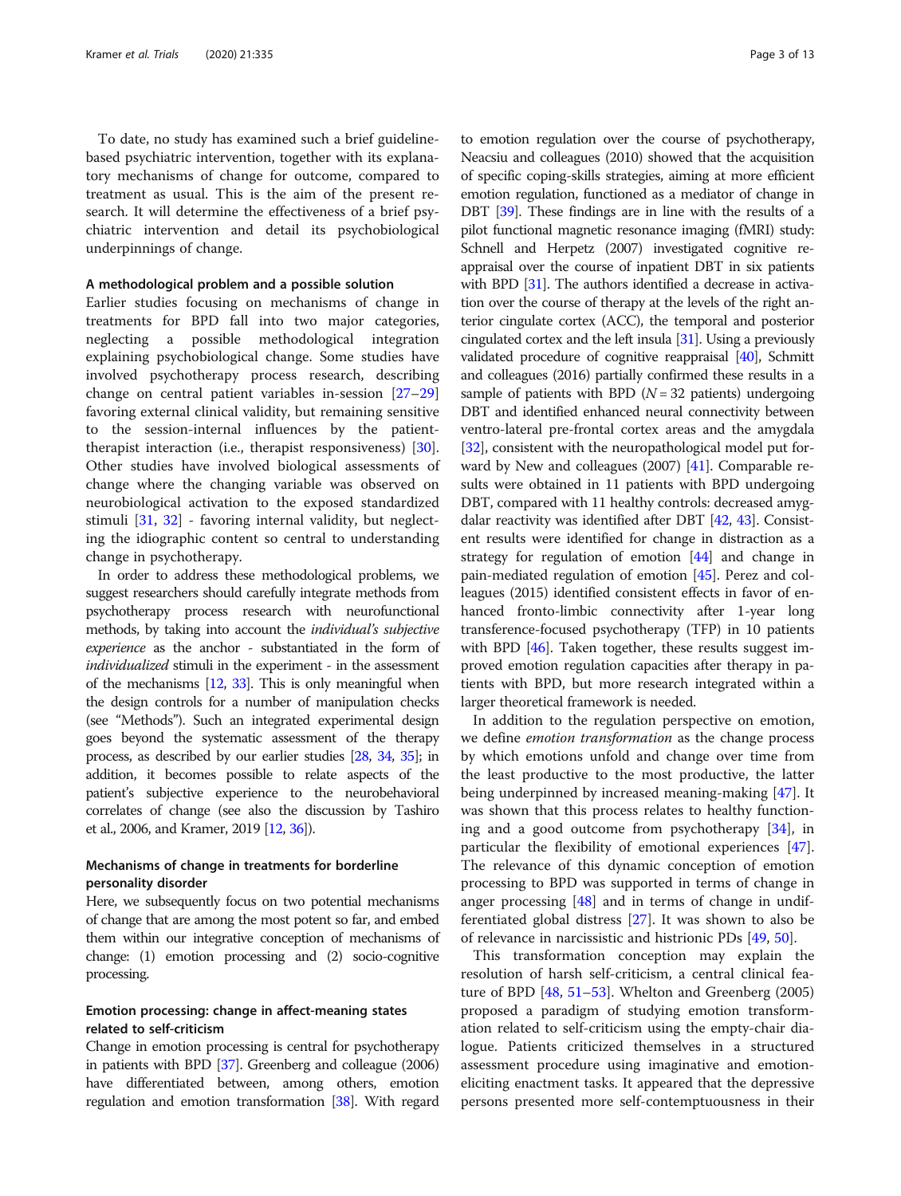To date, no study has examined such a brief guideline-based psychiatric intervention, together with its explanatory mechanisms of change for outcome, compared to treatment as usual. This is the aim of the present research. It will determine the effectiveness of a brief psychiatric intervention and detail its psychobiological underpinnings of change.

### A methodological problem and a possible solution

Earlier studies focusing on mechanisms of change in treatments for BPD fall into two major categories, neglecting a possible methodological integration explaining psychobiological change. Some studies have involved psychotherapy process research, describing change on central patient variables in-session [27–29] favoring external clinical validity, but remaining sensitive to the session-internal influences by the patient-therapist interaction (i.e., therapist responsiveness) [30]. Other studies have involved biological assessments of change where the changing variable was observed on neurobiological activation to the exposed standardized stimuli [31, 32] - favoring internal validity, but neglecting the idiographic content so central to understanding change in psychotherapy.

In order to address these methodological problems, we suggest researchers should carefully integrate methods from psychotherapy process research with neurofunctional methods, by taking into account the *individual's subjective experience* as the anchor - substantiated in the form of *individualized* stimuli in the experiment - in the assessment of the mechanisms [12, 33]. This is only meaningful when the design controls for a number of manipulation checks (see "Methods"). Such an integrated experimental design goes beyond the systematic assessment of the therapy process, as described by our earlier studies [28, 34, 35]; in addition, it becomes possible to relate aspects of the patient's subjective experience to the neurobehavioral correlates of change (see also the discussion by Tashiro et al., 2006, and Kramer, 2019 [12, 36]).

### Mechanisms of change in treatments for borderline personality disorder

Here, we subsequently focus on two potential mechanisms of change that are among the most potent so far, and embed them within our integrative conception of mechanisms of change: (1) emotion processing and (2) socio-cognitive processing.

### Emotion processing: change in affect-meaning states related to self-criticism

Change in emotion processing is central for psychotherapy in patients with BPD [37]. Greenberg and colleague (2006) have differentiated between, among others, emotion regulation and emotion transformation [38]. With regard to emotion regulation over the course of psychotherapy, Neacsiu and colleagues (2010) showed that the acquisition of specific coping-skills strategies, aiming at more efficient emotion regulation, functioned as a mediator of change in DBT [39]. These findings are in line with the results of a pilot functional magnetic resonance imaging (fMRI) study: Schnell and Herpetz (2007) investigated cognitive reappraisal over the course of inpatient DBT in six patients with BPD [31]. The authors identified a decrease in activation over the course of therapy at the levels of the right anterior cingulate cortex (ACC), the temporal and posterior cingulated cortex and the left insula [31]. Using a previously validated procedure of cognitive reappraisal [40], Schmitt and colleagues (2016) partially confirmed these results in a sample of patients with BPD ($N = 32$ patients) undergoing DBT and identified enhanced neural connectivity between ventro-lateral pre-frontal cortex areas and the amygdala [32], consistent with the neuropathological model put forward by New and colleagues (2007) [41]. Comparable results were obtained in 11 patients with BPD undergoing DBT, compared with 11 healthy controls: decreased amygdalar reactivity was identified after DBT [42, 43]. Consistent results were identified for change in distraction as a strategy for regulation of emotion [44] and change in pain-mediated regulation of emotion [45]. Perez and colleagues (2015) identified consistent effects in favor of enhanced fronto-limbic connectivity after 1-year long transference-focused psychotherapy (TFP) in 10 patients with BPD [46]. Taken together, these results suggest improved emotion regulation capacities after therapy in patients with BPD, but more research integrated within a larger theoretical framework is needed.

In addition to the regulation perspective on emotion, we define *emotion transformation* as the change process by which emotions unfold and change over time from the least productive to the most productive, the latter being underpinned by increased meaning-making [47]. It was shown that this process relates to healthy functioning and a good outcome from psychotherapy [34], in particular the flexibility of emotional experiences [47]. The relevance of this dynamic conception of emotion processing to BPD was supported in terms of change in anger processing [48] and in terms of change in undifferentiated global distress [27]. It was shown to also be of relevance in narcissistic and histrionic PDs [49, 50].

This transformation conception may explain the resolution of harsh self-criticism, a central clinical feature of BPD [48, 51–53]. Whelton and Greenberg (2005) proposed a paradigm of studying emotion transformation related to self-criticism using the empty-chair dialogue. Patients criticized themselves in a structured assessment procedure using imaginative and emotion-eliciting enactment tasks. It appeared that the depressive persons presented more self-contemptuousness in their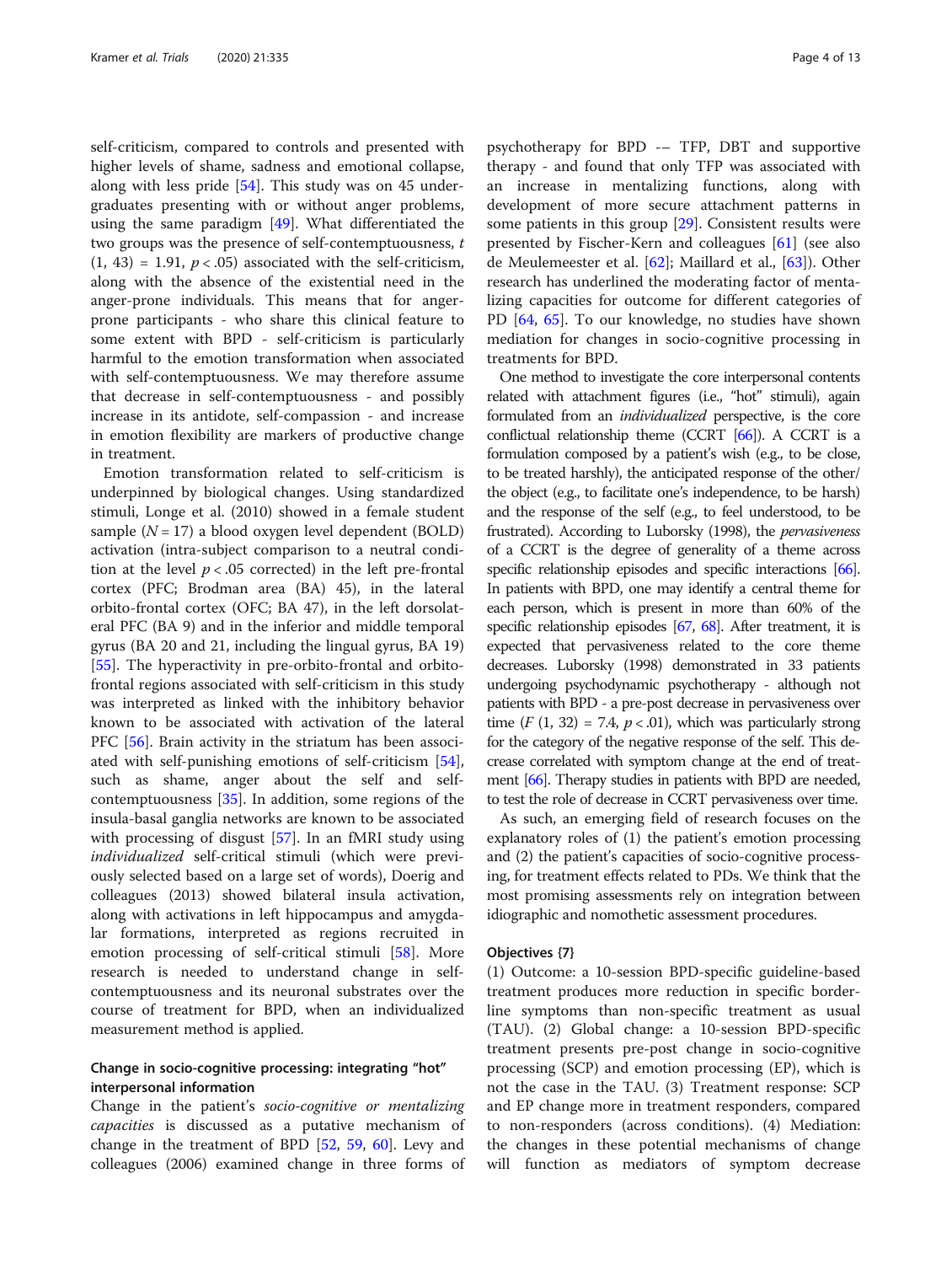self-criticism, compared to controls and presented with higher levels of shame, sadness and emotional collapse, along with less pride [54]. This study was on 45 undergraduates presenting with or without anger problems, using the same paradigm [49]. What differentiated the two groups was the presence of self-contemptuousness, $t(1, 43) = 1.91$, $p < .05$) associated with the self-criticism, along with the absence of the existential need in the anger-prone individuals. This means that for anger-prone participants - who share this clinical feature to some extent with BPD - self-criticism is particularly harmful to the emotion transformation when associated with self-contemptuousness. We may therefore assume that decrease in self-contemptuousness - and possibly increase in its antidote, self-compassion - and increase in emotion flexibility are markers of productive change in treatment.

Emotion transformation related to self-criticism is underpinned by biological changes. Using standardized stimuli, Longe et al. (2010) showed in a female student sample ($N = 17$) a blood oxygen level dependent (BOLD) activation (intra-subject comparison to a neutral condition at the level $p < .05$ corrected) in the left pre-frontal cortex (PFC; Brodman area (BA) 45), in the lateral orbito-frontal cortex (OFC; BA 47), in the left dorsolateral PFC (BA 9) and in the inferior and middle temporal gyrus (BA 20 and 21, including the lingual gyrus, BA 19) [55]. The hyperactivity in pre-orbito-frontal and orbito-frontal regions associated with self-criticism in this study was interpreted as linked with the inhibitory behavior known to be associated with activation of the lateral PFC [56]. Brain activity in the striatum has been associated with self-punishing emotions of self-criticism [54], such as shame, anger about the self and self-contemptuousness [35]. In addition, some regions of the insula-basal ganglia networks are known to be associated with processing of disgust [57]. In an fMRI study using *individualized* self-critical stimuli (which were previously selected based on a large set of words), Doerig and colleagues (2013) showed bilateral insula activation, along with activations in left hippocampus and amygdalar formations, interpreted as regions recruited in emotion processing of self-critical stimuli [58]. More research is needed to understand change in self-contemptuousness and its neuronal substrates over the course of treatment for BPD, when an individualized measurement method is applied.

### Change in socio-cognitive processing: integrating "hot" interpersonal information

Change in the patient's *socio-cognitive or mentalizing capacities* is discussed as a putative mechanism of change in the treatment of BPD [52, 59, 60]. Levy and colleagues (2006) examined change in three forms of psychotherapy for BPD -– TFP, DBT and supportive therapy - and found that only TFP was associated with an increase in mentalizing functions, along with development of more secure attachment patterns in some patients in this group [29]. Consistent results were presented by Fischer-Kern and colleagues [61] (see also de Meulemeester et al. [62]; Maillard et al., [63]). Other research has underlined the moderating factor of mentalizing capacities for outcome for different categories of PD [64, 65]. To our knowledge, no studies have shown mediation for changes in socio-cognitive processing in treatments for BPD.

One method to investigate the core interpersonal contents related with attachment figures (i.e., "hot" stimuli), again formulated from an *individualized* perspective, is the core conflictual relationship theme (CCRT [66]). A CCRT is a formulation composed by a patient's wish (e.g., to be close, to be treated harshly), the anticipated response of the other/the object (e.g., to facilitate one's independence, to be harsh) and the response of the self (e.g., to feel understood, to be frustrated). According to Luborsky (1998), the *pervasiveness* of a CCRT is the degree of generality of a theme across specific relationship episodes and specific interactions [66]. In patients with BPD, one may identify a central theme for each person, which is present in more than 60% of the specific relationship episodes [67, 68]. After treatment, it is expected that pervasiveness related to the core theme decreases. Luborsky (1998) demonstrated in 33 patients undergoing psychodynamic psychotherapy - although not patients with BPD - a pre-post decrease in pervasiveness over time ($F(1, 32) = 7.4$, $p < .01$), which was particularly strong for the category of the negative response of the self. This decrease correlated with symptom change at the end of treatment [66]. Therapy studies in patients with BPD are needed, to test the role of decrease in CCRT pervasiveness over time.

As such, an emerging field of research focuses on the explanatory roles of (1) the patient's emotion processing and (2) the patient's capacities of socio-cognitive processing, for treatment effects related to PDs. We think that the most promising assessments rely on integration between idiographic and nomothetic assessment procedures.

### Objectives {7}

(1) Outcome: a 10-session BPD-specific guideline-based treatment produces more reduction in specific borderline symptoms than non-specific treatment as usual (TAU). (2) Global change: a 10-session BPD-specific treatment presents pre-post change in socio-cognitive processing (SCP) and emotion processing (EP), which is not the case in the TAU. (3) Treatment response: SCP and EP change more in treatment responders, compared to non-responders (across conditions). (4) Mediation: the changes in these potential mechanisms of change will function as mediators of symptom decrease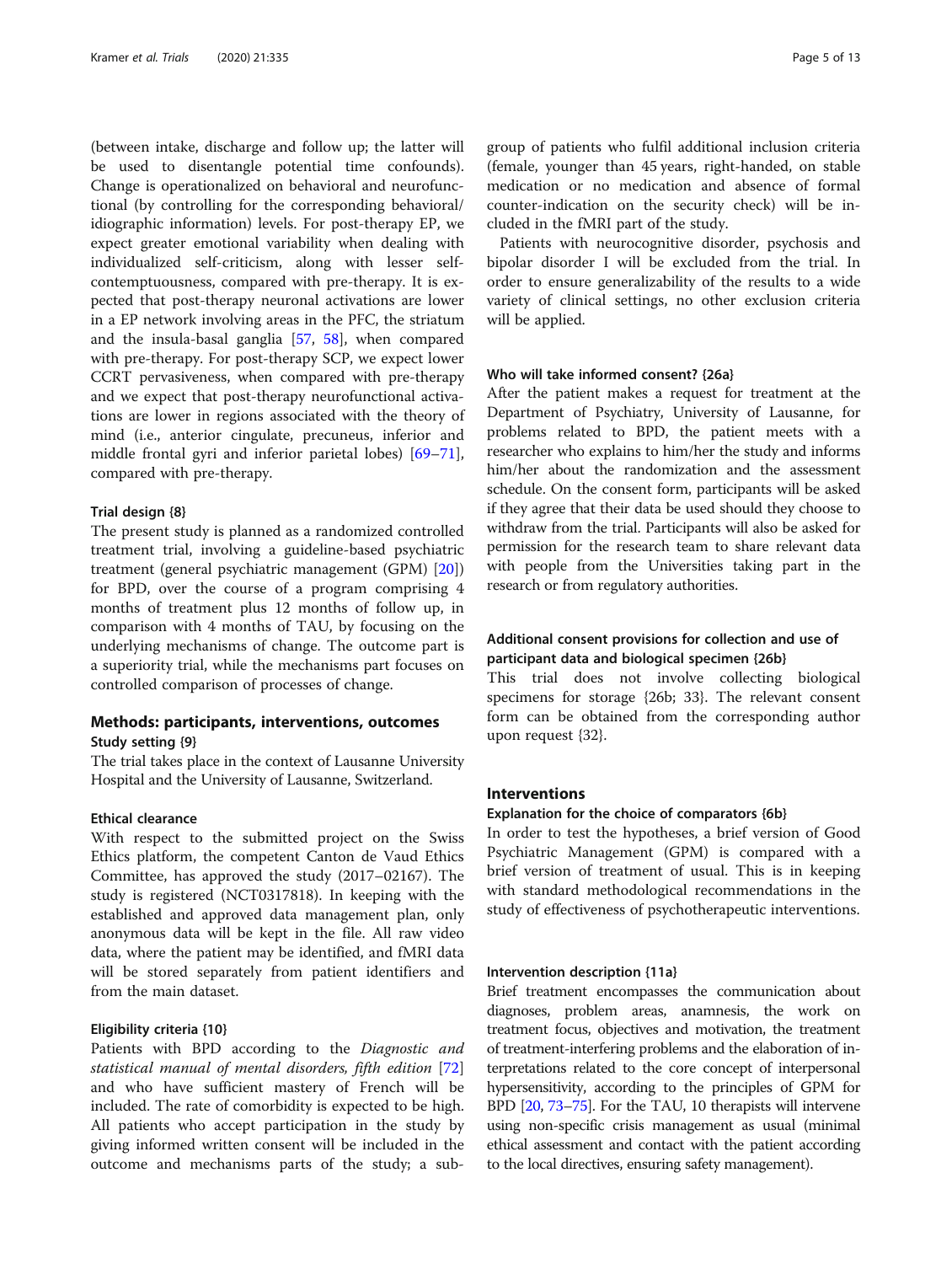(between intake, discharge and follow up; the latter will be used to disentangle potential time confounds). Change is operationalized on behavioral and neurofunctional (by controlling for the corresponding behavioral/idiographic information) levels. For post-therapy EP, we expect greater emotional variability when dealing with individualized self-criticism, along with lesser self-contemptuousness, compared with pre-therapy. It is expected that post-therapy neuronal activations are lower in a EP network involving areas in the PFC, the striatum and the insula-basal ganglia [57, 58], when compared with pre-therapy. For post-therapy SCP, we expect lower CCRT pervasiveness, when compared with pre-therapy and we expect that post-therapy neurofunctional activations are lower in regions associated with the theory of mind (i.e., anterior cingulate, precuneus, inferior and middle frontal gyri and inferior parietal lobes) [69–71], compared with pre-therapy.

### Trial design {8}

The present study is planned as a randomized controlled treatment trial, involving a guideline-based psychiatric treatment (general psychiatric management (GPM) [20]) for BPD, over the course of a program comprising 4 months of treatment plus 12 months of follow up, in comparison with 4 months of TAU, by focusing on the underlying mechanisms of change. The outcome part is a superiority trial, while the mechanisms part focuses on controlled comparison of processes of change.

## Methods: participants, interventions, outcomes

### Study setting {9}

The trial takes place in the context of Lausanne University Hospital and the University of Lausanne, Switzerland.

### Ethical clearance

With respect to the submitted project on the Swiss Ethics platform, the competent Canton de Vaud Ethics Committee, has approved the study (2017–02167). The study is registered (NCT0317818). In keeping with the established and approved data management plan, only anonymous data will be kept in the file. All raw video data, where the patient may be identified, and fMRI data will be stored separately from patient identifiers and from the main dataset.

### Eligibility criteria {10}

Patients with BPD according to the *Diagnostic and statistical manual of mental disorders, fifth edition* [72] and who have sufficient mastery of French will be included. The rate of comorbidity is expected to be high. All patients who accept participation in the study by giving informed written consent will be included in the outcome and mechanisms parts of the study; a subgroup of patients who fulfil additional inclusion criteria (female, younger than 45 years, right-handed, on stable medication or no medication and absence of formal counter-indication on the security check) will be included in the fMRI part of the study.

Patients with neurocognitive disorder, psychosis and bipolar disorder I will be excluded from the trial. In order to ensure generalizability of the results to a wide variety of clinical settings, no other exclusion criteria will be applied.

### Who will take informed consent? {26a}

After the patient makes a request for treatment at the Department of Psychiatry, University of Lausanne, for problems related to BPD, the patient meets with a researcher who explains to him/her the study and informs him/her about the randomization and the assessment schedule. On the consent form, participants will be asked if they agree that their data be used should they choose to withdraw from the trial. Participants will also be asked for permission for the research team to share relevant data with people from the Universities taking part in the research or from regulatory authorities.

### Additional consent provisions for collection and use of participant data and biological specimen {26b}

This trial does not involve collecting biological specimens for storage {26b; 33}. The relevant consent form can be obtained from the corresponding author upon request {32}.

## Interventions

### Explanation for the choice of comparators {6b}

In order to test the hypotheses, a brief version of Good Psychiatric Management (GPM) is compared with a brief version of treatment of usual. This is in keeping with standard methodological recommendations in the study of effectiveness of psychotherapeutic interventions.

### Intervention description {11a}

Brief treatment encompasses the communication about diagnoses, problem areas, anamnesis, the work on treatment focus, objectives and motivation, the treatment of treatment-interfering problems and the elaboration of interpretations related to the core concept of interpersonal hypersensitivity, according to the principles of GPM for BPD [20, 73–75]. For the TAU, 10 therapists will intervene using non-specific crisis management as usual (minimal ethical assessment and contact with the patient according to the local directives, ensuring safety management).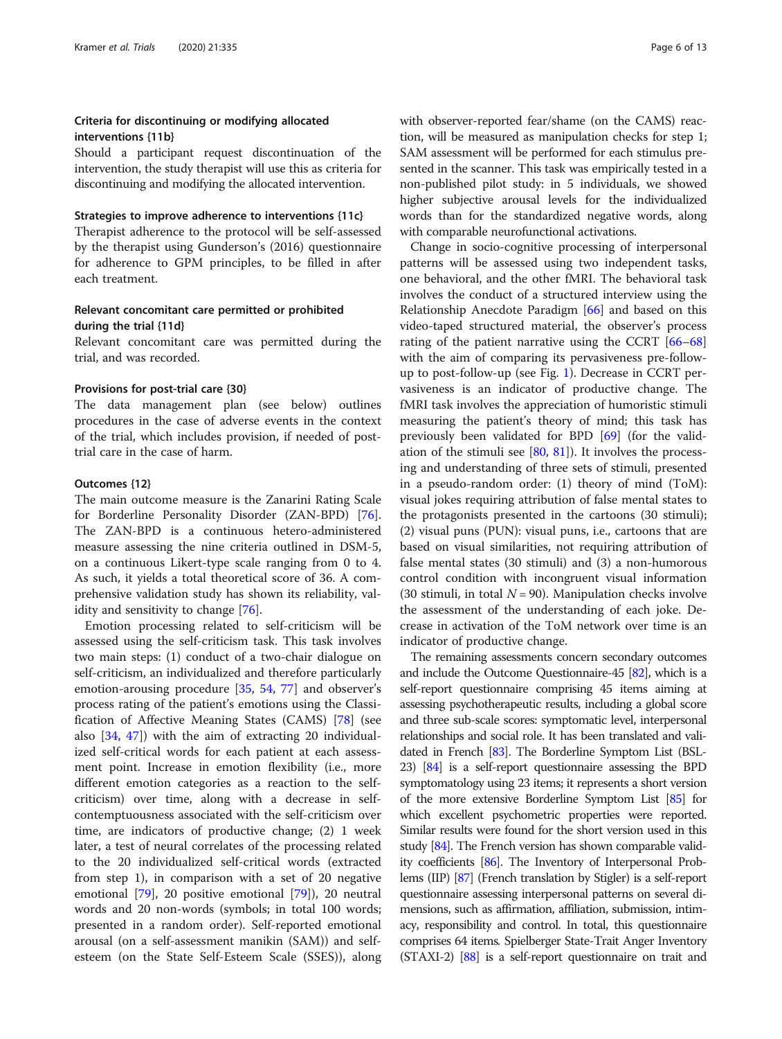### Criteria for discontinuing or modifying allocated interventions {11b}

Should a participant request discontinuation of the intervention, the study therapist will use this as criteria for discontinuing and modifying the allocated intervention.

### Strategies to improve adherence to interventions {11c}

Therapist adherence to the protocol will be self-assessed by the therapist using Gunderson's (2016) questionnaire for adherence to GPM principles, to be filled in after each treatment.

### Relevant concomitant care permitted or prohibited during the trial {11d}

Relevant concomitant care was permitted during the trial, and was recorded.

### Provisions for post-trial care {30}

The data management plan (see below) outlines procedures in the case of adverse events in the context of the trial, which includes provision, if needed of post-trial care in the case of harm.

### Outcomes {12}

The main outcome measure is the Zanarini Rating Scale for Borderline Personality Disorder (ZAN-BPD) [76]. The ZAN-BPD is a continuous hetero-administered measure assessing the nine criteria outlined in DSM-5, on a continuous Likert-type scale ranging from 0 to 4. As such, it yields a total theoretical score of 36. A comprehensive validation study has shown its reliability, validity and sensitivity to change [76].

Emotion processing related to self-criticism will be assessed using the self-criticism task. This task involves two main steps: (1) conduct of a two-chair dialogue on self-criticism, an individualized and therefore particularly emotion-arousing procedure [35, 54, 77] and observer's process rating of the patient's emotions using the Classification of Affective Meaning States (CAMS) [78] (see also [34, 47]) with the aim of extracting 20 individualized self-critical words for each patient at each assessment point. Increase in emotion flexibility (i.e., more different emotion categories as a reaction to the self-criticism) over time, along with a decrease in self-contemptuousness associated with the self-criticism over time, are indicators of productive change; (2) 1 week later, a test of neural correlates of the processing related to the 20 individualized self-critical words (extracted from step 1), in comparison with a set of 20 negative emotional [79], 20 positive emotional [79]), 20 neutral words and 20 non-words (symbols; in total 100 words; presented in a random order). Self-reported emotional arousal (on a self-assessment manikin (SAM)) and self-esteem (on the State Self-Esteem Scale (SSES)), along with observer-reported fear/shame (on the CAMS) reaction, will be measured as manipulation checks for step 1; SAM assessment will be performed for each stimulus presented in the scanner. This task was empirically tested in a non-published pilot study: in 5 individuals, we showed higher subjective arousal levels for the individualized words than for the standardized negative words, along with comparable neurofunctional activations.

Change in socio-cognitive processing of interpersonal patterns will be assessed using two independent tasks, one behavioral, and the other fMRI. The behavioral task involves the conduct of a structured interview using the Relationship Anecdote Paradigm [66] and based on this video-taped structured material, the observer's process rating of the patient narrative using the CCRT [66–68] with the aim of comparing its pervasiveness pre-follow-up to post-follow-up (see Fig. 1). Decrease in CCRT pervasiveness is an indicator of productive change. The fMRI task involves the appreciation of humoristic stimuli measuring the patient's theory of mind; this task has previously been validated for BPD [69] (for the validation of the stimuli see [80, 81]). It involves the processing and understanding of three sets of stimuli, presented in a pseudo-random order: (1) theory of mind (ToM): visual jokes requiring attribution of false mental states to the protagonists presented in the cartoons (30 stimuli); (2) visual puns (PUN): visual puns, i.e., cartoons that are based on visual similarities, not requiring attribution of false mental states (30 stimuli) and (3) a non-humorous control condition with incongruent visual information (30 stimuli, in total $N = 90$). Manipulation checks involve the assessment of the understanding of each joke. Decrease in activation of the ToM network over time is an indicator of productive change.

The remaining assessments concern secondary outcomes and include the Outcome Questionnaire-45 [82], which is a self-report questionnaire comprising 45 items aiming at assessing psychotherapeutic results, including a global score and three sub-scale scores: symptomatic level, interpersonal relationships and social role. It has been translated and validated in French [83]. The Borderline Symptom List (BSL-23) [84] is a self-report questionnaire assessing the BPD symptomatology using 23 items; it represents a short version of the more extensive Borderline Symptom List [85] for which excellent psychometric properties were reported. Similar results were found for the short version used in this study [84]. The French version has shown comparable validity coefficients [86]. The Inventory of Interpersonal Problems (IIP) [87] (French translation by Stigler) is a self-report questionnaire assessing interpersonal patterns on several dimensions, such as affirmation, affiliation, submission, intimacy, responsibility and control. In total, this questionnaire comprises 64 items. Spielberger State-Trait Anger Inventory (STAXI-2) [88] is a self-report questionnaire on trait and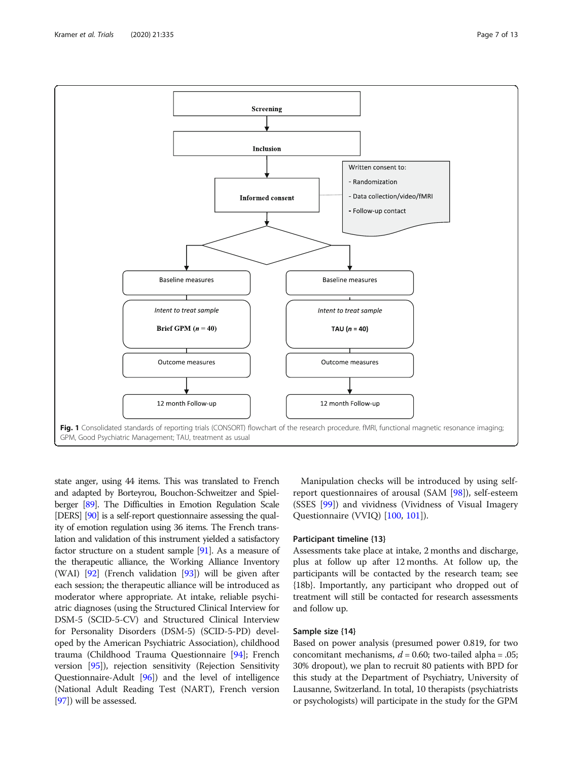Screening

Inclusion

Informed consent

Written consent to:

- Randomization
- Data collection/video/fMRI
- Follow-up contact

| Brief GPM arm | TAU arm |
| --- | --- |
| Baseline measures | Baseline measures |
| *Intent to treat sample* Brief GPM (*n* = 40) | *Intent to treat sample* TAU (*n* = 40) |
| Outcome measures | Outcome measures |
| 12 month Follow-up | 12 month Follow-up |

**Fig. 1** Consolidated standards of reporting trials (CONSORT) flowchart of the research procedure. fMRI, functional magnetic resonance imaging; GPM, Good Psychiatric Management; TAU, treatment as usual

state anger, using 44 items. This was translated to French and adapted by Borteyrou, Bouchon-Schweitzer and Spielberger [89]. The Difficulties in Emotion Regulation Scale [DERS] [90] is a self-report questionnaire assessing the quality of emotion regulation using 36 items. The French translation and validation of this instrument yielded a satisfactory factor structure on a student sample [91]. As a measure of the therapeutic alliance, the Working Alliance Inventory (WAI) [92] (French validation [93]) will be given after each session; the therapeutic alliance will be introduced as moderator where appropriate. At intake, reliable psychiatric diagnoses (using the Structured Clinical Interview for DSM-5 (SCID-5-CV) and Structured Clinical Interview for Personality Disorders (DSM-5) (SCID-5-PD) developed by the American Psychiatric Association), childhood trauma (Childhood Trauma Questionnaire [94]; French version [95]), rejection sensitivity (Rejection Sensitivity Questionnaire-Adult [96]) and the level of intelligence (National Adult Reading Test (NART), French version [97]) will be assessed.

Manipulation checks will be introduced by using self-report questionnaires of arousal (SAM [98]), self-esteem (SSES [99]) and vividness (Vividness of Visual Imagery Questionnaire (VVIQ) [100, 101]).

### Participant timeline {13}

Assessments take place at intake, 2 months and discharge, plus at follow up after 12 months. At follow up, the participants will be contacted by the research team; see {18b}. Importantly, any participant who dropped out of treatment will still be contacted for research assessments and follow up.

### Sample size {14}

Based on power analysis (presumed power 0.819, for two concomitant mechanisms, $d = 0.60$; two-tailed alpha = .05; 30% dropout), we plan to recruit 80 patients with BPD for this study at the Department of Psychiatry, University of Lausanne, Switzerland. In total, 10 therapists (psychiatrists or psychologists) will participate in the study for the GPM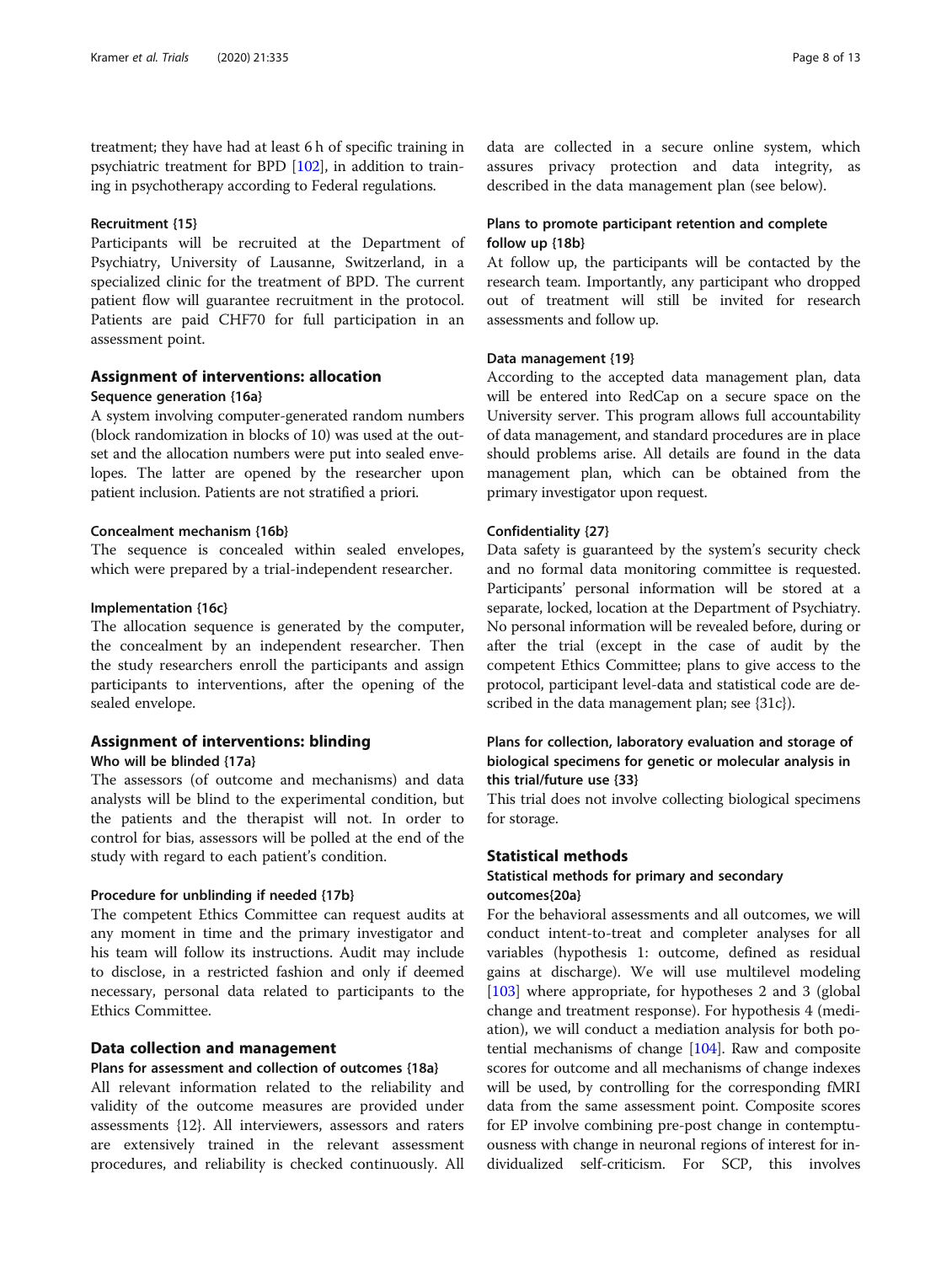treatment; they have had at least 6 h of specific training in psychiatric treatment for BPD [102], in addition to training in psychotherapy according to Federal regulations.

#### Recruitment {15}

Participants will be recruited at the Department of Psychiatry, University of Lausanne, Switzerland, in a specialized clinic for the treatment of BPD. The current patient flow will guarantee recruitment in the protocol. Patients are paid CHF70 for full participation in an assessment point.

### Assignment of interventions: allocation

#### Sequence generation {16a}

A system involving computer-generated random numbers (block randomization in blocks of 10) was used at the outset and the allocation numbers were put into sealed envelopes. The latter are opened by the researcher upon patient inclusion. Patients are not stratified a priori.

#### Concealment mechanism {16b}

The sequence is concealed within sealed envelopes, which were prepared by a trial-independent researcher.

#### Implementation {16c}

The allocation sequence is generated by the computer, the concealment by an independent researcher. Then the study researchers enroll the participants and assign participants to interventions, after the opening of the sealed envelope.

### Assignment of interventions: blinding

#### Who will be blinded {17a}

The assessors (of outcome and mechanisms) and data analysts will be blind to the experimental condition, but the patients and the therapist will not. In order to control for bias, assessors will be polled at the end of the study with regard to each patient's condition.

#### Procedure for unblinding if needed {17b}

The competent Ethics Committee can request audits at any moment in time and the primary investigator and his team will follow its instructions. Audit may include to disclose, in a restricted fashion and only if deemed necessary, personal data related to participants to the Ethics Committee.

### Data collection and management

#### Plans for assessment and collection of outcomes {18a}

All relevant information related to the reliability and validity of the outcome measures are provided under assessments {12}. All interviewers, assessors and raters are extensively trained in the relevant assessment procedures, and reliability is checked continuously. All data are collected in a secure online system, which assures privacy protection and data integrity, as described in the data management plan (see below).

#### Plans to promote participant retention and complete follow up {18b}

At follow up, the participants will be contacted by the research team. Importantly, any participant who dropped out of treatment will still be invited for research assessments and follow up.

#### Data management {19}

According to the accepted data management plan, data will be entered into RedCap on a secure space on the University server. This program allows full accountability of data management, and standard procedures are in place should problems arise. All details are found in the data management plan, which can be obtained from the primary investigator upon request.

#### Confidentiality {27}

Data safety is guaranteed by the system's security check and no formal data monitoring committee is requested. Participants' personal information will be stored at a separate, locked, location at the Department of Psychiatry. No personal information will be revealed before, during or after the trial (except in the case of audit by the competent Ethics Committee; plans to give access to the protocol, participant level-data and statistical code are described in the data management plan; see {31c}).

#### Plans for collection, laboratory evaluation and storage of biological specimens for genetic or molecular analysis in this trial/future use {33}

This trial does not involve collecting biological specimens for storage.

### Statistical methods

#### Statistical methods for primary and secondary outcomes{20a}

For the behavioral assessments and all outcomes, we will conduct intent-to-treat and completer analyses for all variables (hypothesis 1: outcome, defined as residual gains at discharge). We will use multilevel modeling [103] where appropriate, for hypotheses 2 and 3 (global change and treatment response). For hypothesis 4 (mediation), we will conduct a mediation analysis for both potential mechanisms of change [104]. Raw and composite scores for outcome and all mechanisms of change indexes will be used, by controlling for the corresponding fMRI data from the same assessment point. Composite scores for EP involve combining pre-post change in contemptuousness with change in neuronal regions of interest for individualized self-criticism. For SCP, this involves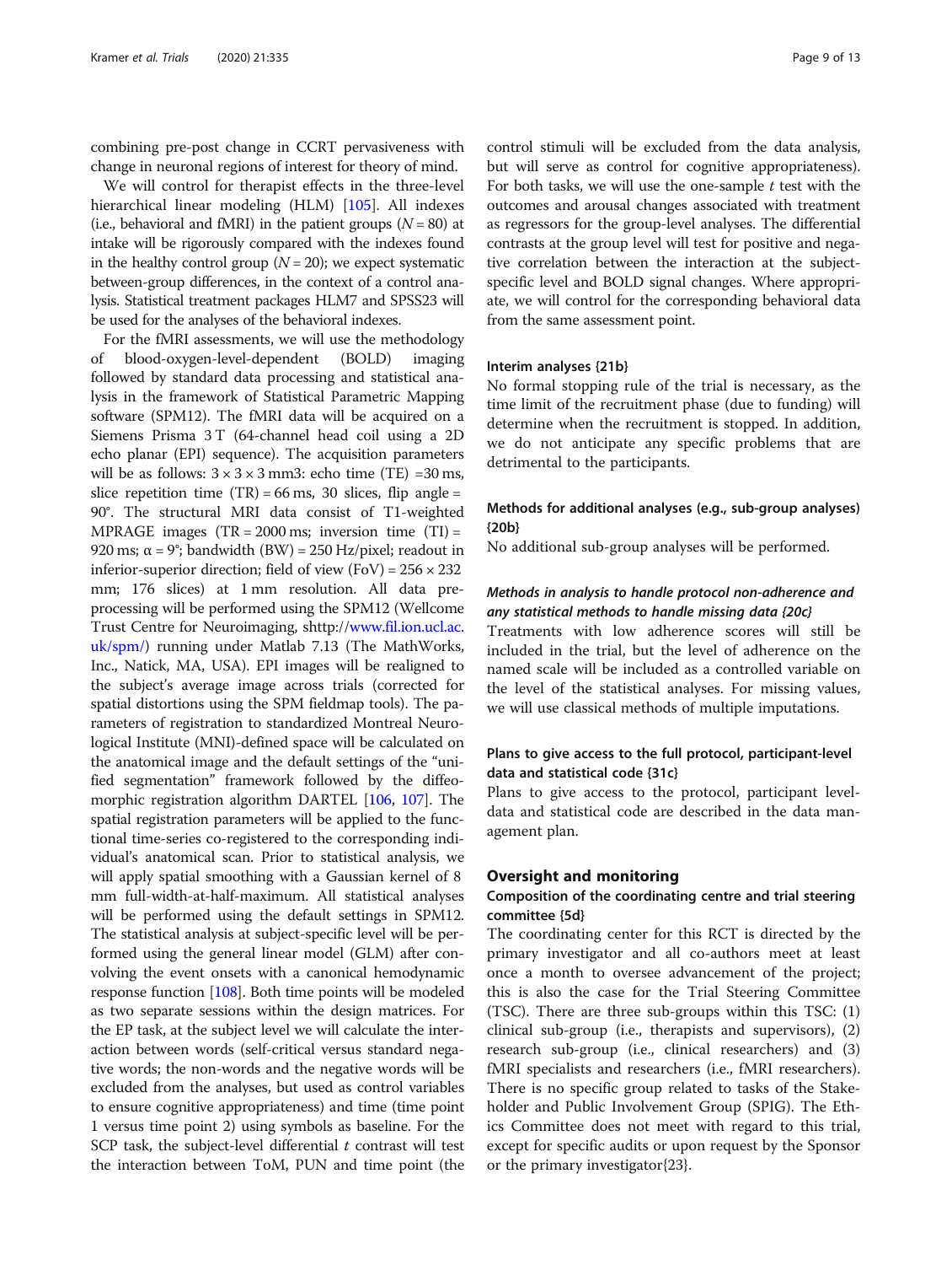combining pre-post change in CCRT pervasiveness with change in neuronal regions of interest for theory of mind.

We will control for therapist effects in the three-level hierarchical linear modeling (HLM) [105]. All indexes (i.e., behavioral and fMRI) in the patient groups ($N = 80$) at intake will be rigorously compared with the indexes found in the healthy control group ($N = 20$); we expect systematic between-group differences, in the context of a control analysis. Statistical treatment packages HLM7 and SPSS23 will be used for the analyses of the behavioral indexes.

For the fMRI assessments, we will use the methodology of blood-oxygen-level-dependent (BOLD) imaging followed by standard data processing and statistical analysis in the framework of Statistical Parametric Mapping software (SPM12). The fMRI data will be acquired on a Siemens Prisma 3 T (64-channel head coil using a 2D echo planar (EPI) sequence). The acquisition parameters will be as follows: $3 \times 3 \times 3$ mm3: echo time (TE) =30 ms, slice repetition time (TR) = 66 ms, 30 slices, flip angle = 90°. The structural MRI data consist of T1-weighted MPRAGE images (TR = 2000 ms; inversion time (TI) = 920 ms; $\alpha = 9°$; bandwidth (BW) = 250 Hz/pixel; readout in inferior-superior direction; field of view (FoV) = $256 \times 232$ mm; 176 slices) at 1 mm resolution. All data preprocessing will be performed using the SPM12 (Wellcome Trust Centre for Neuroimaging, shttp://www.fil.ion.ucl.ac.uk/spm/) running under Matlab 7.13 (The MathWorks, Inc., Natick, MA, USA). EPI images will be realigned to the subject's average image across trials (corrected for spatial distortions using the SPM fieldmap tools). The parameters of registration to standardized Montreal Neurological Institute (MNI)-defined space will be calculated on the anatomical image and the default settings of the "unified segmentation" framework followed by the diffeomorphic registration algorithm DARTEL [106, 107]. The spatial registration parameters will be applied to the functional time-series co-registered to the corresponding individual's anatomical scan. Prior to statistical analysis, we will apply spatial smoothing with a Gaussian kernel of 8 mm full-width-at-half-maximum. All statistical analyses will be performed using the default settings in SPM12. The statistical analysis at subject-specific level will be performed using the general linear model (GLM) after convolving the event onsets with a canonical hemodynamic response function [108]. Both time points will be modeled as two separate sessions within the design matrices. For the EP task, at the subject level we will calculate the interaction between words (self-critical versus standard negative words; the non-words and the negative words will be excluded from the analyses, but used as control variables to ensure cognitive appropriateness) and time (time point 1 versus time point 2) using symbols as baseline. For the SCP task, the subject-level differential $t$ contrast will test the interaction between ToM, PUN and time point (the control stimuli will be excluded from the data analysis, but will serve as control for cognitive appropriateness). For both tasks, we will use the one-sample $t$ test with the outcomes and arousal changes associated with treatment as regressors for the group-level analyses. The differential contrasts at the group level will test for positive and negative correlation between the interaction at the subject-specific level and BOLD signal changes. Where appropriate, we will control for the corresponding behavioral data from the same assessment point.

#### Interim analyses {21b}

No formal stopping rule of the trial is necessary, as the time limit of the recruitment phase (due to funding) will determine when the recruitment is stopped. In addition, we do not anticipate any specific problems that are detrimental to the participants.

#### Methods for additional analyses (e.g., sub-group analyses) {20b}

No additional sub-group analyses will be performed.

#### *Methods in analysis to handle protocol non-adherence and any statistical methods to handle missing data {20c}*

Treatments with low adherence scores will still be included in the trial, but the level of adherence on the named scale will be included as a controlled variable on the level of the statistical analyses. For missing values, we will use classical methods of multiple imputations.

#### Plans to give access to the full protocol, participant-level data and statistical code {31c}

Plans to give access to the protocol, participant level-data and statistical code are described in the data management plan.

## Oversight and monitoring

#### Composition of the coordinating centre and trial steering committee {5d}

The coordinating center for this RCT is directed by the primary investigator and all co-authors meet at least once a month to oversee advancement of the project; this is also the case for the Trial Steering Committee (TSC). There are three sub-groups within this TSC: (1) clinical sub-group (i.e., therapists and supervisors), (2) research sub-group (i.e., clinical researchers) and (3) fMRI specialists and researchers (i.e., fMRI researchers). There is no specific group related to tasks of the Stakeholder and Public Involvement Group (SPIG). The Ethics Committee does not meet with regard to this trial, except for specific audits or upon request by the Sponsor or the primary investigator{23}.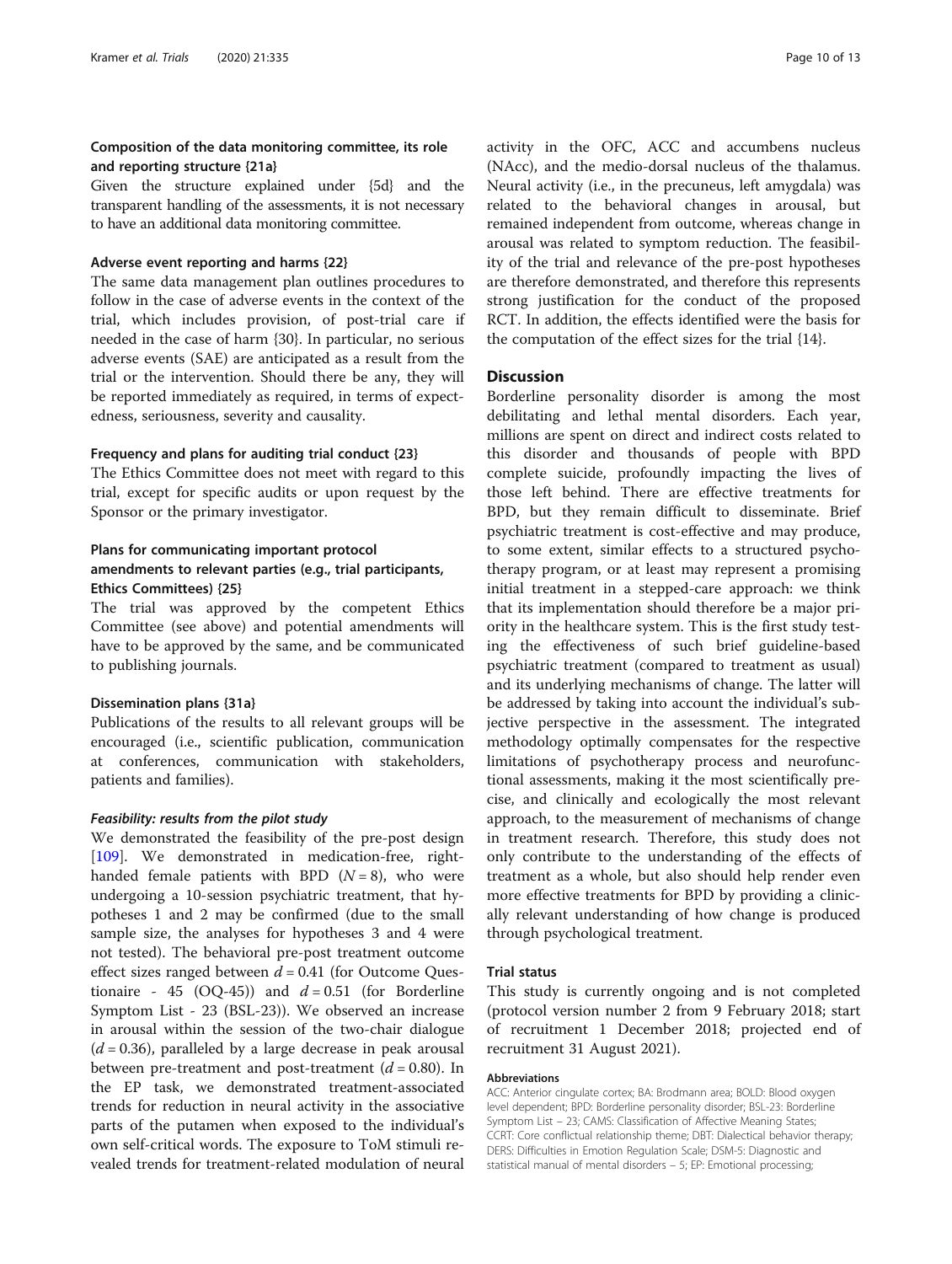### Composition of the data monitoring committee, its role and reporting structure {21a}

Given the structure explained under {5d} and the transparent handling of the assessments, it is not necessary to have an additional data monitoring committee.

### Adverse event reporting and harms {22}

The same data management plan outlines procedures to follow in the case of adverse events in the context of the trial, which includes provision, of post-trial care if needed in the case of harm {30}. In particular, no serious adverse events (SAE) are anticipated as a result from the trial or the intervention. Should there be any, they will be reported immediately as required, in terms of expectedness, seriousness, severity and causality.

### Frequency and plans for auditing trial conduct {23}

The Ethics Committee does not meet with regard to this trial, except for specific audits or upon request by the Sponsor or the primary investigator.

### Plans for communicating important protocol amendments to relevant parties (e.g., trial participants, Ethics Committees) {25}

The trial was approved by the competent Ethics Committee (see above) and potential amendments will have to be approved by the same, and be communicated to publishing journals.

### Dissemination plans {31a}

Publications of the results to all relevant groups will be encouraged (i.e., scientific publication, communication at conferences, communication with stakeholders, patients and families).

#### *Feasibility: results from the pilot study*

We demonstrated the feasibility of the pre-post design [109]. We demonstrated in medication-free, right-handed female patients with BPD ($N = 8$), who were undergoing a 10-session psychiatric treatment, that hypotheses 1 and 2 may be confirmed (due to the small sample size, the analyses for hypotheses 3 and 4 were not tested). The behavioral pre-post treatment outcome effect sizes ranged between $d = 0.41$ (for Outcome Questionnaire - 45 (OQ-45)) and $d = 0.51$ (for Borderline Symptom List - 23 (BSL-23)). We observed an increase in arousal within the session of the two-chair dialogue ($d = 0.36$), paralleled by a large decrease in peak arousal between pre-treatment and post-treatment ($d = 0.80$). In the EP task, we demonstrated treatment-associated trends for reduction in neural activity in the associative parts of the putamen when exposed to the individual's own self-critical words. The exposure to ToM stimuli revealed trends for treatment-related modulation of neural activity in the OFC, ACC and accumbens nucleus (NAcc), and the medio-dorsal nucleus of the thalamus. Neural activity (i.e., in the precuneus, left amygdala) was related to the behavioral changes in arousal, but remained independent from outcome, whereas change in arousal was related to symptom reduction. The feasibility of the trial and relevance of the pre-post hypotheses are therefore demonstrated, and therefore this represents strong justification for the conduct of the proposed RCT. In addition, the effects identified were the basis for the computation of the effect sizes for the trial {14}.

## Discussion

Borderline personality disorder is among the most debilitating and lethal mental disorders. Each year, millions are spent on direct and indirect costs related to this disorder and thousands of people with BPD complete suicide, profoundly impacting the lives of those left behind. There are effective treatments for BPD, but they remain difficult to disseminate. Brief psychiatric treatment is cost-effective and may produce, to some extent, similar effects to a structured psychotherapy program, or at least may represent a promising initial treatment in a stepped-care approach: we think that its implementation should therefore be a major priority in the healthcare system. This is the first study testing the effectiveness of such brief guideline-based psychiatric treatment (compared to treatment as usual) and its underlying mechanisms of change. The latter will be addressed by taking into account the individual's subjective perspective in the assessment. The integrated methodology optimally compensates for the respective limitations of psychotherapy process and neurofunctional assessments, making it the most scientifically precise, and clinically and ecologically the most relevant approach, to the measurement of mechanisms of change in treatment research. Therefore, this study does not only contribute to the understanding of the effects of treatment as a whole, but also should help render even more effective treatments for BPD by providing a clinically relevant understanding of how change is produced through psychological treatment.

## Trial status

This study is currently ongoing and is not completed (protocol version number 2 from 9 February 2018; start of recruitment 1 December 2018; projected end of recruitment 31 August 2021).

#### Abbreviations

ACC: Anterior cingulate cortex; BA: Brodmann area; BOLD: Blood oxygen level dependent; BPD: Borderline personality disorder; BSL-23: Borderline Symptom List – 23; CAMS: Classification of Affective Meaning States; CCRT: Core conflictual relationship theme; DBT: Dialectical behavior therapy; DERS: Difficulties in Emotion Regulation Scale; DSM-5: Diagnostic and statistical manual of mental disorders – 5; EP: Emotional processing;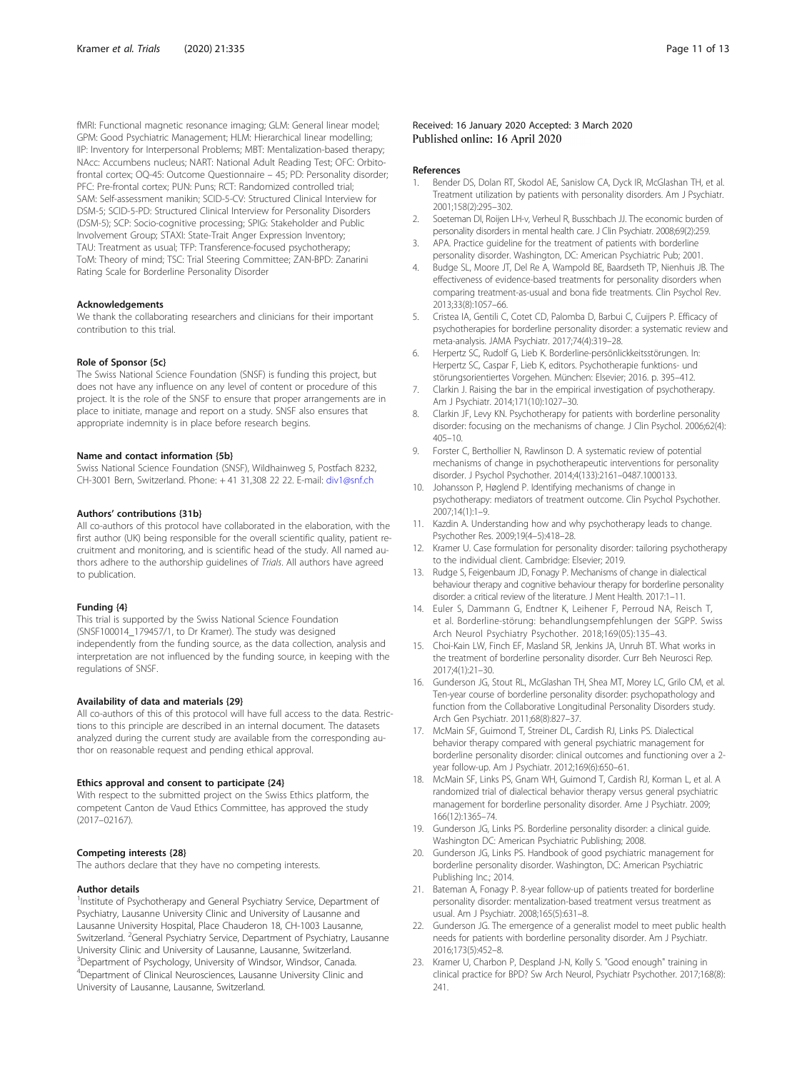fMRI: Functional magnetic resonance imaging; GLM: General linear model; GPM: Good Psychiatric Management; HLM: Hierarchical linear modelling; IIP: Inventory for Interpersonal Problems; MBT: Mentalization-based therapy; NAcc: Accumbens nucleus; NART: National Adult Reading Test; OFC: Orbito-frontal cortex; OQ-45: Outcome Questionnaire – 45; PD: Personality disorder; PFC: Pre-frontal cortex; PUN: Puns; RCT: Randomized controlled trial; SAM: Self-assessment manikin; SCID-5-CV: Structured Clinical Interview for DSM-5; SCID-5-PD: Structured Clinical Interview for Personality Disorders (DSM-5); SCP: Socio-cognitive processing; SPIG: Stakeholder and Public Involvement Group; STAXI: State-Trait Anger Expression Inventory; TAU: Treatment as usual; TFP: Transference-focused psychotherapy; ToM: Theory of mind; TSC: Trial Steering Committee; ZAN-BPD: Zanarini Rating Scale for Borderline Personality Disorder

#### Acknowledgements
We thank the collaborating researchers and clinicians for their important contribution to this trial.

#### Role of Sponsor {5c}
The Swiss National Science Foundation (SNSF) is funding this project, but does not have any influence on any level of content or procedure of this project. It is the role of the SNSF to ensure that proper arrangements are in place to initiate, manage and report on a study. SNSF also ensures that appropriate indemnity is in place before research begins.

#### Name and contact information {5b}
Swiss National Science Foundation (SNSF), Wildhainweg 5, Postfach 8232, CH-3001 Bern, Switzerland. Phone: + 41 31,308 22 22. E-mail: div1@snf.ch

#### Authors' contributions {31b}
All co-authors of this protocol have collaborated in the elaboration, with the first author (UK) being responsible for the overall scientific quality, patient recruitment and monitoring, and is scientific head of the study. All named authors adhere to the authorship guidelines of *Trials*. All authors have agreed to publication.

#### Funding {4}
This trial is supported by the Swiss National Science Foundation (SNSF100014_179457/1, to Dr Kramer). The study was designed independently from the funding source, as the data collection, analysis and interpretation are not influenced by the funding source, in keeping with the regulations of SNSF.

#### Availability of data and materials {29}
All co-authors of this of this protocol will have full access to the data. Restrictions to this principle are described in an internal document. The datasets analyzed during the current study are available from the corresponding author on reasonable request and pending ethical approval.

#### Ethics approval and consent to participate {24}
With respect to the submitted project on the Swiss Ethics platform, the competent Canton de Vaud Ethics Committee, has approved the study (2017–02167).

#### Competing interests {28}
The authors declare that they have no competing interests.

#### Author details
[1]Institute of Psychotherapy and General Psychiatry Service, Department of Psychiatry, Lausanne University Clinic and University of Lausanne and Lausanne University Hospital, Place Chauderon 18, CH-1003 Lausanne, Switzerland. [2]General Psychiatry Service, Department of Psychiatry, Lausanne University Clinic and University of Lausanne, Lausanne, Switzerland. [3]Department of Psychology, University of Windsor, Windsor, Canada. [4]Department of Clinical Neurosciences, Lausanne University Clinic and University of Lausanne, Lausanne, Switzerland.

Received: 16 January 2020 Accepted: 3 March 2020
Published online: 16 April 2020

#### References
1. Bender DS, Dolan RT, Skodol AE, Sanislow CA, Dyck IR, McGlashan TH, et al. Treatment utilization by patients with personality disorders. Am J Psychiatr. 2001;158(2):295–302.
2. Soeteman DI, Roijen LH-v, Verheul R, Busschbach JJ. The economic burden of personality disorders in mental health care. J Clin Psychiatr. 2008;69(2):259.
3. APA. Practice guideline for the treatment of patients with borderline personality disorder. Washington, DC: American Psychiatric Pub; 2001.
4. Budge SL, Moore JT, Del Re A, Wampold BE, Baardseth TP, Nienhuis JB. The effectiveness of evidence-based treatments for personality disorders when comparing treatment-as-usual and bona fide treatments. Clin Psychol Rev. 2013;33(8):1057–66.
5. Cristea IA, Gentili C, Cotet CD, Palomba D, Barbui C, Cuijpers P. Efficacy of psychotherapies for borderline personality disorder: a systematic review and meta-analysis. JAMA Psychiatr. 2017;74(4):319–28.
6. Herpertz SC, Rudolf G, Lieb K. Borderline-persönlickkeitsstörungen. In: Herpertz SC, Caspar F, Lieb K, editors. Psychotherapie funktions- und störungsorientiertes Vorgehen. München: Elsevier; 2016. p. 395–412.
7. Clarkin J. Raising the bar in the empirical investigation of psychotherapy. Am J Psychiatr. 2014;171(10):1027–30.
8. Clarkin JF, Levy KN. Psychotherapy for patients with borderline personality disorder: focusing on the mechanisms of change. J Clin Psychol. 2006;62(4): 405–10.
9. Forster C, Berthollier N, Rawlinson D. A systematic review of potential mechanisms of change in psychotherapeutic interventions for personality disorder. J Psychol Psychother. 2014;4(133):2161–0487.1000133.
10. Johansson P, Høglend P. Identifying mechanisms of change in psychotherapy: mediators of treatment outcome. Clin Psychol Psychother. 2007;14(1):1–9.
11. Kazdin A. Understanding how and why psychotherapy leads to change. Psychother Res. 2009;19(4–5):418–28.
12. Kramer U. Case formulation for personality disorder: tailoring psychotherapy to the individual client. Cambridge: Elsevier; 2019.
13. Rudge S, Feigenbaum JD, Fonagy P. Mechanisms of change in dialectical behaviour therapy and cognitive behaviour therapy for borderline personality disorder: a critical review of the literature. J Ment Health. 2017:1–11.
14. Euler S, Dammann G, Endtner K, Leihener F, Perroud NA, Reisch T, et al. Borderline-störung: behandlungsempfehlungen der SGPP. Swiss Arch Neurol Psychiatry Psychother. 2018;169(05):135–43.
15. Choi-Kain LW, Finch EF, Masland SR, Jenkins JA, Unruh BT. What works in the treatment of borderline personality disorder. Curr Beh Neurosci Rep. 2017;4(1):21–30.
16. Gunderson JG, Stout RL, McGlashan TH, Shea MT, Morey LC, Grilo CM, et al. Ten-year course of borderline personality disorder: psychopathology and function from the Collaborative Longitudinal Personality Disorders study. Arch Gen Psychiatr. 2011;68(8):827–37.
17. McMain SF, Guimond T, Streiner DL, Cardish RJ, Links PS. Dialectical behavior therapy compared with general psychiatric management for borderline personality disorder: clinical outcomes and functioning over a 2-year follow-up. Am J Psychiatr. 2012;169(6):650–61.
18. McMain SF, Links PS, Gnam WH, Guimond T, Cardish RJ, Korman L, et al. A randomized trial of dialectical behavior therapy versus general psychiatric management for borderline personality disorder. Ame J Psychiatr. 2009; 166(12):1365–74.
19. Gunderson JG, Links PS. Borderline personality disorder: a clinical guide. Washington DC: American Psychiatric Publishing; 2008.
20. Gunderson JG, Links PS. Handbook of good psychiatric management for borderline personality disorder. Washington, DC: American Psychiatric Publishing Inc.; 2014.
21. Bateman A, Fonagy P. 8-year follow-up of patients treated for borderline personality disorder: mentalization-based treatment versus treatment as usual. Am J Psychiatr. 2008;165(5):631–8.
22. Gunderson JG. The emergence of a generalist model to meet public health needs for patients with borderline personality disorder. Am J Psychiatr. 2016;173(5):452–8.
23. Kramer U, Charbon P, Despland J-N, Kolly S. "Good enough" training in clinical practice for BPD? Sw Arch Neurol, Psychiatr Psychother. 2017;168(8): 241.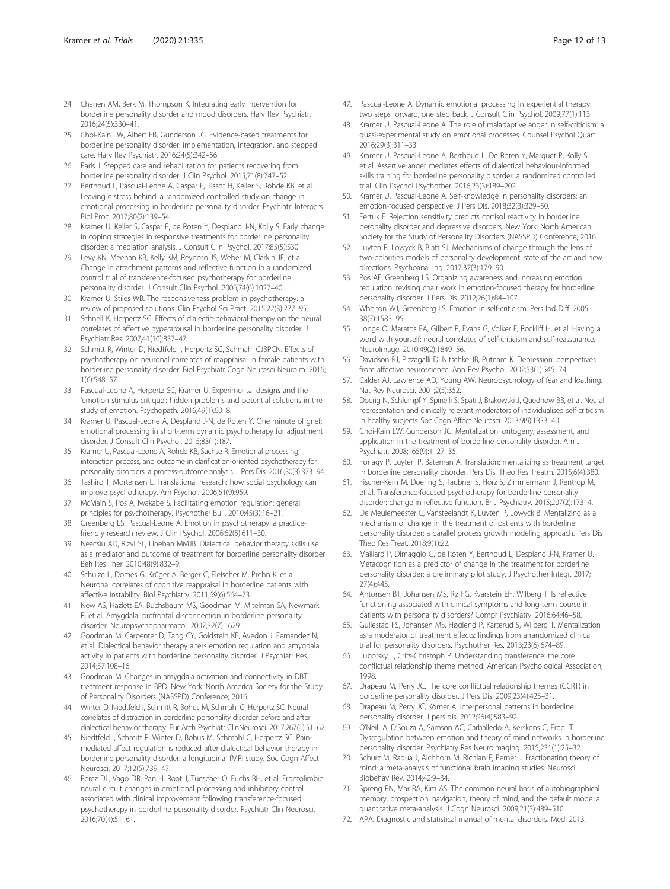24. Chanen AM, Berk M, Thompson K. Integrating early intervention for borderline personality disorder and mood disorders. Harv Rev Psychiatr. 2016;24(5):330–41.
25. Choi-Kain LW, Albert EB, Gunderson JG. Evidence-based treatments for borderline personality disorder: implementation, integration, and stepped care. Harv Rev Psychiatr. 2016;24(5):342–56.
26. Paris J. Stepped care and rehabilitation for patients recovering from borderline personality disorder. J Clin Psychol. 2015;71(8):747–52.
27. Berthoud L, Pascual-Leone A, Caspar F, Tissot H, Keller S, Rohde KB, et al. Leaving distress behind: a randomized controlled study on change in emotional processing in borderline personality disorder. Psychiatr: Interpers Biol Proc. 2017;80(2):139–54.
28. Kramer U, Keller S, Caspar F, de Roten Y, Despland J-N, Kolly S. Early change in coping strategies in responsive treatments for borderline personality disorder: a mediation analysis. J Consult Clin Psychol. 2017;85(5):530.
29. Levy KN, Meehan KB, Kelly KM, Reynoso JS, Weber M, Clarkin JF, et al. Change in attachment patterns and reflective function in a randomized control trial of transference-focused psychotherapy for borderline personality disorder. J Consult Clin Psychol. 2006;74(6):1027–40.
30. Kramer U, Stiles WB. The responsiveness problem in psychotherapy: a review of proposed solutions. Clin Psychol Sci Pract. 2015;22(3):277–95.
31. Schnell K, Herpertz SC. Effects of dialectic-behavioral-therapy on the neural correlates of affective hyperarousal in borderline personality disorder. J Psychiatr Res. 2007;41(10):837–47.
32. Schmitt R, Winter D, Niedtfeld I, Herpertz SC, Schmahl CJBPCN. Effects of psychotherapy on neuronal correlates of reappraisal in female patients with borderline personality disorder. Biol Psychiatr Cogn Neurosci Neuroim. 2016;1(6):548–57.
33. Pascual-Leone A, Herpertz SC, Kramer U. Experimental designs and the 'emotion stimulus critique': hidden problems and potential solutions in the study of emotion. Psychopath. 2016;49(1):60–8.
34. Kramer U, Pascual-Leone A, Despland J-N, de Roten Y. One minute of grief: emotional processing in short-term dynamic psychotherapy for adjustment disorder. J Consult Clin Psychol. 2015;83(1):187.
35. Kramer U, Pascual-Leone A, Rohde KB, Sachse R. Emotional processing, interaction process, and outcome in clarification-oriented psychotherapy for personality disorders: a process-outcome analysis. J Pers Dis. 2016;30(3):373–94.
36. Tashiro T, Mortensen L. Translational research: how social psychology can improve psychotherapy. Am Psychol. 2006;61(9):959.
37. McMain S, Pos A, Iwakabe S. Facilitating emotion regulation: general principles for psychotherapy. Psychother Bull. 2010;45(3):16–21.
38. Greenberg LS, Pascual-Leone A. Emotion in psychotherapy: a practice-friendly research review. J Clin Psychol. 2006;62(5):611–30.
39. Neacsiu AD, Rizvi SL, Linehan MMJB. Dialectical behavior therapy skills use as a mediator and outcome of treatment for borderline personality disorder. Beh Res Ther. 2010;48(9):832–9.
40. Schulze L, Domes G, Krüger A, Berger C, Fleischer M, Prehn K, et al. Neuronal correlates of cognitive reappraisal in borderline patients with affective instability. Biol Psychiatry. 2011;69(6):564–73.
41. New AS, Hazlett EA, Buchsbaum MS, Goodman M, Mitelman SA, Newmark R, et al. Amygdala–prefrontal disconnection in borderline personality disorder. Neuropsychopharmacol. 2007;32(7):1629.
42. Goodman M, Carpenter D, Tang CY, Goldstein KE, Avedon J, Fernandez N, et al. Dialectical behavior therapy alters emotion regulation and amygdala activity in patients with borderline personality disorder. J Psychiatr Res. 2014;57:108–16.
43. Goodman M. Changes in amygdala activation and connectivity in DBT treatment response in BPD. New York: North America Society for the Study of Personality Disorders (NASSPD) Conference; 2016.
44. Winter D, Niedtfeld I, Schmitt R, Bohus M, Schmahl C, Herpertz SC. Neural correlates of distraction in borderline personality disorder before and after dialectical behavior therapy. Eur Arch Psychiatr ClinNeurosci. 2017;267(1):51–62.
45. Niedtfeld I, Schmitt R, Winter D, Bohus M, Schmahl C, Herpertz SC. Pain-mediated affect regulation is reduced after dialectical behavior therapy in borderline personality disorder: a longitudinal fMRI study. Soc Cogn Affect Neurosci. 2017;12(5):739–47.
46. Perez DL, Vago DR, Pan H, Root J, Tuescher O, Fuchs BH, et al. Frontolimbic neural circuit changes in emotional processing and inhibitory control associated with clinical improvement following transference-focused psychotherapy in borderline personality disorder. Psychiatr Clin Neurosci. 2016;70(1):51–61.
47. Pascual-Leone A. Dynamic emotional processing in experiential therapy: two steps forward, one step back. J Consult Clin Psychol. 2009;77(1):113.
48. Kramer U, Pascual-Leone A. The role of maladaptive anger in self-criticism: a quasi-experimental study on emotional processes. Counsel Psychol Quart. 2016;29(3):311–33.
49. Kramer U, Pascual-Leone A, Berthoud L, De Roten Y, Marquet P, Kolly S, et al. Assertive anger mediates effects of dialectical behaviour-informed skills training for borderline personality disorder: a randomized controlled trial. Clin Psychol Psychother. 2016;23(3):189–202.
50. Kramer U, Pascual-Leone A. Self-knowledge in personality disorders: an emotion-focused perspective. J Pers Dis. 2018;32(3):329–50.
51. Fertuk E. Rejection sensitivity predicts cortisol reactivity in borderline peronality disorder and depressive disorders. New York: North American Society for the Study of Personality Disorders (NASSPD) Conference; 2016.
52. Luyten P, Lowyck B, Blatt SJ. Mechanisms of change through the lens of two-polarities models of personality development: state of the art and new directions. Psychoanal Inq. 2017;37(3):179–90.
53. Pos AE, Greenberg LS. Organizing awareness and increasing emotion regulation: revising chair work in emotion-focused therapy for borderline personality disorder. J Pers Dis. 2012;26(1):84–107.
54. Whelton WJ, Greenberg LS. Emotion in self-criticism. Pers Ind Diff. 2005; 38(7):1583–95.
55. Longe O, Maratos FA, Gilbert P, Evans G, Volker F, Rockliff H, et al. Having a word with yourself: neural correlates of self-criticism and self-reassurance. NeuroImage. 2010;49(2):1849–56.
56. Davidson RJ, Pizzagalli D, Nitschke JB, Putnam K. Depression: perspectives from affective neuroscience. Ann Rev Psychol. 2002;53(1):545–74.
57. Calder AJ, Lawrence AD, Young AW. Neuropsychology of fear and loathing. Nat Rev Neurosci. 2001;2(5):352.
58. Doerig N, Schlumpf Y, Spinelli S, Späti J, Brakowski J, Quednow BB, et al. Neural representation and clinically relevant moderators of individualised self-criticism in healthy subjects. Soc Cogn Affect Neurosci. 2013;9(9):1333–40.
59. Choi-Kain LW, Gunderson JG. Mentalization: ontogeny, assessment, and application in the treatment of borderline personality disorder. Am J Psychiatr. 2008;165(9):1127–35.
60. Fonagy P, Luyten P, Bateman A. Translation: mentalizing as treatment target in borderline personality disorder. Pers Dis: Theo Res Treatm. 2015;6(4):380.
61. Fischer-Kern M, Doering S, Taubner S, Hörz S, Zimmermann J, Rentrop M, et al. Transference-focused psychotherapy for borderline personality disorder: change in reflective function. Br J Psychiatry. 2015;207(2):173–4.
62. De Meulemeester C, Vansteelandt K, Luyten P, Lowyck B. Mentalizing as a mechanism of change in the treatment of patients with borderline personality disorder: a parallel process growth modeling approach. Pers Dis Theo Res Treat. 2018;9(1):22.
63. Maillard P, Dimaggio G, de Roten Y, Berthoud L, Despland J-N, Kramer U. Metacognition as a predictor of change in the treatment for borderline personality disorder: a preliminary pilot study. J Psychother Integr. 2017; 27(4):445.
64. Antonsen BT, Johansen MS, Rø FG, Kvarstein EH, Wilberg T. Is reflective functioning associated with clinical symptoms and long-term course in patients with personality disorders? Compr Psychiatry. 2016;64:46–58.
65. Gullestad FS, Johansen MS, Høglend P, Karterud S, Wilberg T. Mentalization as a moderator of treatment effects: findings from a randomized clinical trial for personality disorders. Psychother Res. 2013;23(6):674–89.
66. Luborsky L, Crits-Christoph P. Understanding transference: the core conflictual relationship theme method: American Psychological Association; 1998.
67. Drapeau M, Perry JC. The core conflictual relationship themes (CCRT) in borderline personality disorder. J Pers Dis. 2009;23(4):425–31.
68. Drapeau M, Perry JC, Körner A. Interpersonal patterns in borderline personality disorder. J pers dis. 2012;26(4):583–92.
69. O'Neill A, D'Souza A, Samson AC, Carballedo A, Kerskens C, Frodl T. Dysregulation between emotion and theory of mind networks in borderline personality disorder. Psychiatry Res Neuroimaging. 2015;231(1):25–32.
70. Schurz M, Radua J, Aichhorn M, Richlan F, Perner J. Fractionating theory of mind: a meta-analysis of functional brain imaging studies. Neurosci Biobehav Rev. 2014;42:9–34.
71. Spreng RN, Mar RA, Kim AS. The common neural basis of autobiographical memory, prospection, navigation, theory of mind, and the default mode: a quantitative meta-analysis. J Cogn Neurosci. 2009;21(3):489–510.
72. APA. Diagnostic and statistical manual of mental disorders. Med. 2013.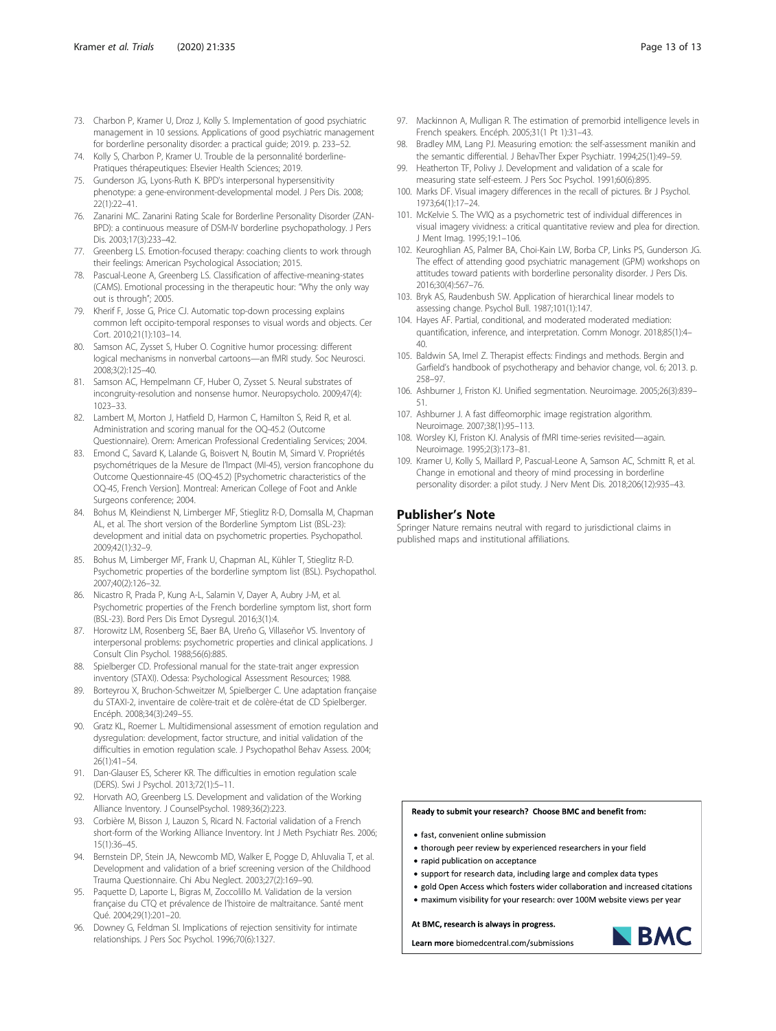73. Charbon P, Kramer U, Droz J, Kolly S. Implementation of good psychiatric management in 10 sessions. Applications of good psychiatric management for borderline personality disorder: a practical guide; 2019. p. 233–52.
74. Kolly S, Charbon P, Kramer U. Trouble de la personnalité borderline-Pratiques thérapeutiques: Elsevier Health Sciences; 2019.
75. Gunderson JG, Lyons-Ruth K. BPD's interpersonal hypersensitivity phenotype: a gene-environment-developmental model. J Pers Dis. 2008; 22(1):22–41.
76. Zanarini MC. Zanarini Rating Scale for Borderline Personality Disorder (ZAN-BPD): a continuous measure of DSM-IV borderline psychopathology. J Pers Dis. 2003;17(3):233–42.
77. Greenberg LS. Emotion-focused therapy: coaching clients to work through their feelings: American Psychological Association; 2015.
78. Pascual-Leone A, Greenberg LS. Classification of affective-meaning-states (CAMS). Emotional processing in the therapeutic hour: "Why the only way out is through"; 2005.
79. Kherif F, Josse G, Price CJ. Automatic top-down processing explains common left occipito-temporal responses to visual words and objects. Cer Cort. 2010;21(1):103–14.
80. Samson AC, Zysset S, Huber O. Cognitive humor processing: different logical mechanisms in nonverbal cartoons—an fMRI study. Soc Neurosci. 2008;3(2):125–40.
81. Samson AC, Hempelmann CF, Huber O, Zysset S. Neural substrates of incongruity-resolution and nonsense humor. Neuropsycholo. 2009;47(4): 1023–33.
82. Lambert M, Morton J, Hatfield D, Harmon C, Hamilton S, Reid R, et al. Administration and scoring manual for the OQ-45.2 (Outcome Questionnaire). Orem: American Professional Credentialing Services; 2004.
83. Emond C, Savard K, Lalande G, Boisvert N, Boutin M, Simard V. Propriétés psychométriques de la Mesure de l'Impact (MI-45), version francophone du Outcome Questionnaire-45 (OQ-45.2) [Psychometric characteristics of the OQ-45, French Version]. Montreal: American College of Foot and Ankle Surgeons conference; 2004.
84. Bohus M, Kleindienst N, Limberger MF, Stieglitz R-D, Domsalla M, Chapman AL, et al. The short version of the Borderline Symptom List (BSL-23): development and initial data on psychometric properties. Psychopathol. 2009;42(1):32–9.
85. Bohus M, Limberger MF, Frank U, Chapman AL, Kühler T, Stieglitz R-D. Psychometric properties of the borderline symptom list (BSL). Psychopathol. 2007;40(2):126–32.
86. Nicastro R, Prada P, Kung A-L, Salamin V, Dayer A, Aubry J-M, et al. Psychometric properties of the French borderline symptom list, short form (BSL-23). Bord Pers Dis Emot Dysregul. 2016;3(1):4.
87. Horowitz LM, Rosenberg SE, Baer BA, Ureño G, Villaseñor VS. Inventory of interpersonal problems: psychometric properties and clinical applications. J Consult Clin Psychol. 1988;56(6):885.
88. Spielberger CD. Professional manual for the state-trait anger expression inventory (STAXI). Odessa: Psychological Assessment Resources; 1988.
89. Borteyrou X, Bruchon-Schweitzer M, Spielberger C. Une adaptation française du STAXI-2, inventaire de colère-trait et de colère-état de CD Spielberger. Encéph. 2008;34(3):249–55.
90. Gratz KL, Roemer L. Multidimensional assessment of emotion regulation and dysregulation: development, factor structure, and initial validation of the difficulties in emotion regulation scale. J Psychopathol Behav Assess. 2004; 26(1):41–54.
91. Dan-Glauser ES, Scherer KR. The difficulties in emotion regulation scale (DERS). Swi J Psychol. 2013;72(1):5–11.
92. Horvath AO, Greenberg LS. Development and validation of the Working Alliance Inventory. J CounselPsychol. 1989;36(2):223.
93. Corbière M, Bisson J, Lauzon S, Ricard N. Factorial validation of a French short-form of the Working Alliance Inventory. Int J Meth Psychiatr Res. 2006; 15(1):36–45.
94. Bernstein DP, Stein JA, Newcomb MD, Walker E, Pogge D, Ahluvalia T, et al. Development and validation of a brief screening version of the Childhood Trauma Questionnaire. Chi Abu Neglect. 2003;27(2):169–90.
95. Paquette D, Laporte L, Bigras M, Zoccolillo M. Validation de la version française du CTQ et prévalence de l'histoire de maltraitance. Santé ment Qué. 2004;29(1):201–20.
96. Downey G, Feldman SI. Implications of rejection sensitivity for intimate relationships. J Pers Soc Psychol. 1996;70(6):1327.
97. Mackinnon A, Mulligan R. The estimation of premorbid intelligence levels in French speakers. Encéph. 2005;31(1 Pt 1):31–43.
98. Bradley MM, Lang PJ. Measuring emotion: the self-assessment manikin and the semantic differential. J BehavTher Exper Psychiatr. 1994;25(1):49–59.
99. Heatherton TF, Polivy J. Development and validation of a scale for measuring state self-esteem. J Pers Soc Psychol. 1991;60(6):895.
100. Marks DF. Visual imagery differences in the recall of pictures. Br J Psychol. 1973;64(1):17–24.
101. McKelvie S. The VVIQ as a psychometric test of individual differences in visual imagery vividness: a critical quantitative review and plea for direction. J Ment Imag. 1995;19:1–106.
102. Keuroghlian AS, Palmer BA, Choi-Kain LW, Borba CP, Links PS, Gunderson JG. The effect of attending good psychiatric management (GPM) workshops on attitudes toward patients with borderline personality disorder. J Pers Dis. 2016;30(4):567–76.
103. Bryk AS, Raudenbush SW. Application of hierarchical linear models to assessing change. Psychol Bull. 1987;101(1):147.
104. Hayes AF. Partial, conditional, and moderated moderated mediation: quantification, inference, and interpretation. Comm Monogr. 2018;85(1):4–40.
105. Baldwin SA, Imel Z. Therapist effects: Findings and methods. Bergin and Garfield's handbook of psychotherapy and behavior change, vol. 6; 2013. p. 258–97.
106. Ashburner J, Friston KJ. Unified segmentation. Neuroimage. 2005;26(3):839–51.
107. Ashburner J. A fast diffeomorphic image registration algorithm. Neuroimage. 2007;38(1):95–113.
108. Worsley KJ, Friston KJ. Analysis of fMRI time-series revisited—again. Neuroimage. 1995;2(3):173–81.
109. Kramer U, Kolly S, Maillard P, Pascual-Leone A, Samson AC, Schmitt R, et al. Change in emotional and theory of mind processing in borderline personality disorder: a pilot study. J Nerv Ment Dis. 2018;206(12):935–43.

## Publisher's Note

Springer Nature remains neutral with regard to jurisdictional claims in published maps and institutional affiliations.

**Ready to submit your research? Choose BMC and benefit from:**

- fast, convenient online submission
- thorough peer review by experienced researchers in your field
- rapid publication on acceptance
- support for research data, including large and complex data types
- gold Open Access which fosters wider collaboration and increased citations
- maximum visibility for your research: over 100M website views per year

**At BMC, research is always in progress.**

**Learn more** biomedcentral.com/submissions

BMC